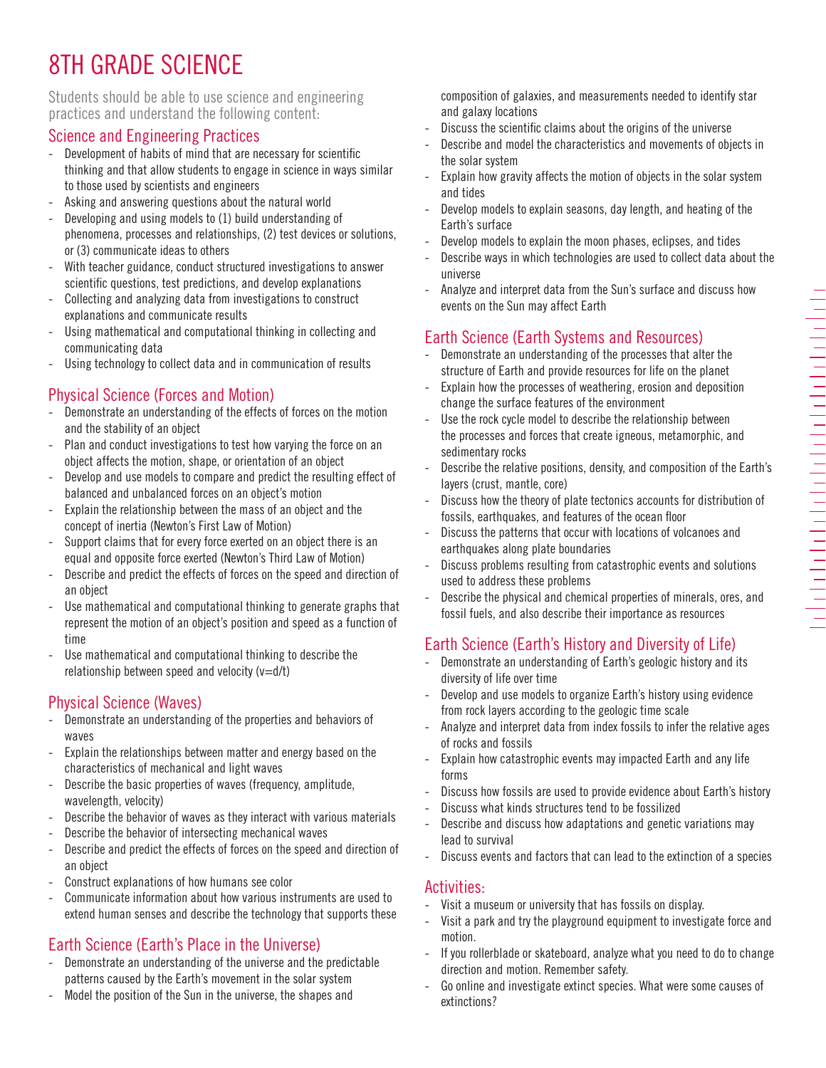# 8TH GRADE SCIENCE

Students should be able to use science and engineering practices and understand the following content:

## Science and Engineering Practices

- Development of habits of mind that are necessary for scientific thinking and that allow students to engage in science in ways similar to those used by scientists and engineers
- Asking and answering questions about the natural world
- Developing and using models to (1) build understanding of phenomena, processes and relationships, (2) test devices or solutions, or (3) communicate ideas to others
- With teacher guidance, conduct structured investigations to answer scientific questions, test predictions, and develop explanations
- Collecting and analyzing data from investigations to construct explanations and communicate results
- Using mathematical and computational thinking in collecting and communicating data
- Using technology to collect data and in communication of results

## Physical Science (Forces and Motion)

- Demonstrate an understanding of the effects of forces on the motion and the stability of an object
- Plan and conduct investigations to test how varying the force on an object affects the motion, shape, or orientation of an object
- Develop and use models to compare and predict the resulting effect of balanced and unbalanced forces on an object's motion
- Explain the relationship between the mass of an object and the concept of inertia (Newton's First Law of Motion)
- Support claims that for every force exerted on an object there is an equal and opposite force exerted (Newton's Third Law of Motion)
- Describe and predict the effects of forces on the speed and direction of an object
- Use mathematical and computational thinking to generate graphs that represent the motion of an object's position and speed as a function of time
- Use mathematical and computational thinking to describe the relationship between speed and velocity ($v=d/t$)

## Physical Science (Waves)

- Demonstrate an understanding of the properties and behaviors of waves
- Explain the relationships between matter and energy based on the characteristics of mechanical and light waves
- Describe the basic properties of waves (frequency, amplitude, wavelength, velocity)
- Describe the behavior of waves as they interact with various materials
- Describe the behavior of intersecting mechanical waves
- Describe and predict the effects of forces on the speed and direction of an object
- Construct explanations of how humans see color
- Communicate information about how various instruments are used to extend human senses and describe the technology that supports these

## Earth Science (Earth's Place in the Universe)

- Demonstrate an understanding of the universe and the predictable patterns caused by the Earth's movement in the solar system
- Model the position of the Sun in the universe, the shapes and composition of galaxies, and measurements needed to identify star and galaxy locations
- Discuss the scientific claims about the origins of the universe
- Describe and model the characteristics and movements of objects in the solar system
- Explain how gravity affects the motion of objects in the solar system and tides
- Develop models to explain seasons, day length, and heating of the Earth's surface
- Develop models to explain the moon phases, eclipses, and tides
- Describe ways in which technologies are used to collect data about the universe
- Analyze and interpret data from the Sun's surface and discuss how events on the Sun may affect Earth

## Earth Science (Earth Systems and Resources)

- Demonstrate an understanding of the processes that alter the structure of Earth and provide resources for life on the planet
- Explain how the processes of weathering, erosion and deposition change the surface features of the environment
- Use the rock cycle model to describe the relationship between the processes and forces that create igneous, metamorphic, and sedimentary rocks
- Describe the relative positions, density, and composition of the Earth's layers (crust, mantle, core)
- Discuss how the theory of plate tectonics accounts for distribution of fossils, earthquakes, and features of the ocean floor
- Discuss the patterns that occur with locations of volcanoes and earthquakes along plate boundaries
- Discuss problems resulting from catastrophic events and solutions used to address these problems
- Describe the physical and chemical properties of minerals, ores, and fossil fuels, and also describe their importance as resources

## Earth Science (Earth's History and Diversity of Life)

- Demonstrate an understanding of Earth's geologic history and its diversity of life over time
- Develop and use models to organize Earth's history using evidence from rock layers according to the geologic time scale
- Analyze and interpret data from index fossils to infer the relative ages of rocks and fossils
- Explain how catastrophic events may impacted Earth and any life forms
- Discuss how fossils are used to provide evidence about Earth's history
- Discuss what kinds structures tend to be fossilized
- Describe and discuss how adaptations and genetic variations may lead to survival
- Discuss events and factors that can lead to the extinction of a species

## Activities:

- Visit a museum or university that has fossils on display.
- Visit a park and try the playground equipment to investigate force and motion.
- If you rollerblade or skateboard, analyze what you need to do to change direction and motion. Remember safety.
- Go online and investigate extinct species. What were some causes of extinctions?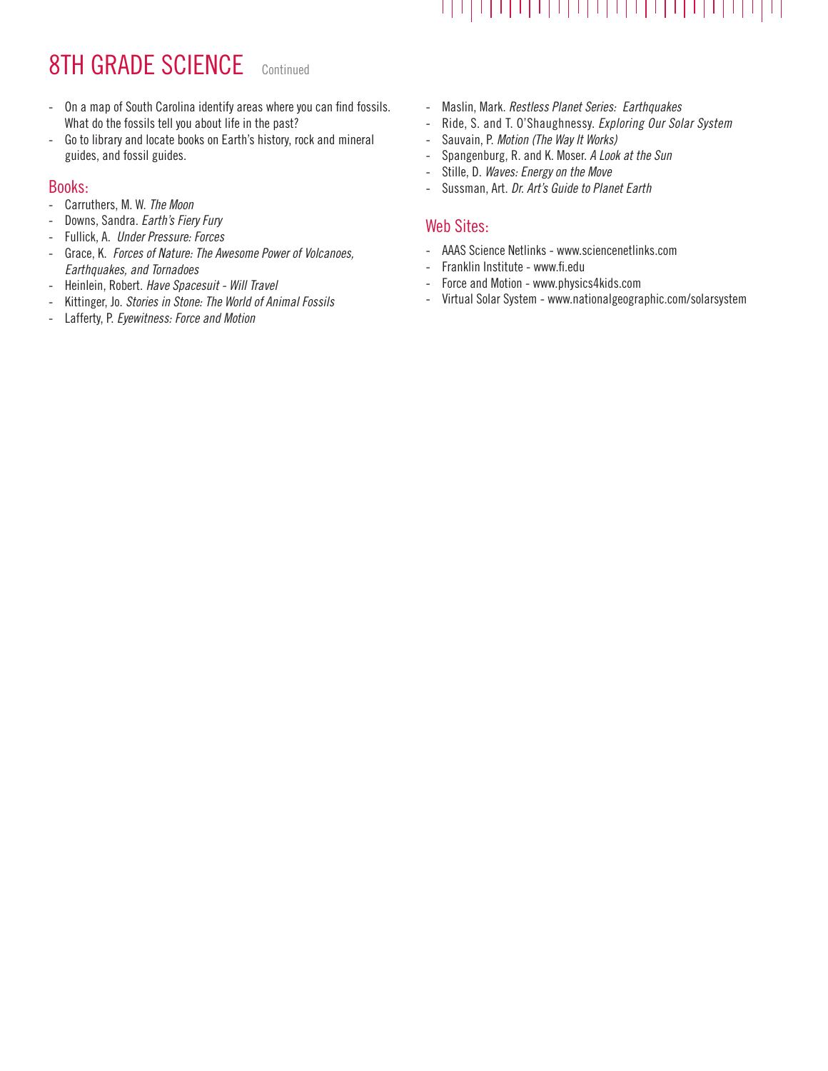# 8TH GRADE SCIENCE Continued

- On a map of South Carolina identify areas where you can find fossils. What do the fossils tell you about life in the past?
- Go to library and locate books on Earth's history, rock and mineral guides, and fossil guides.

## Books:

- Carruthers, M. W. *The Moon*
- Downs, Sandra. *Earth's Fiery Fury*
- Fullick, A. *Under Pressure: Forces*
- Grace, K. *Forces of Nature: The Awesome Power of Volcanoes, Earthquakes, and Tornadoes*
- Heinlein, Robert. *Have Spacesuit - Will Travel*
- Kittinger, Jo. *Stories in Stone: The World of Animal Fossils*
- Lafferty, P. *Eyewitness: Force and Motion*
- Maslin, Mark. *Restless Planet Series: Earthquakes*
- Ride, S. and T. O'Shaughnessy. *Exploring Our Solar System*
- Sauvain, P. *Motion (The Way It Works)*
- Spangenburg, R. and K. Moser. *A Look at the Sun*
- Stille, D. *Waves: Energy on the Move*
- Sussman, Art. *Dr. Art's Guide to Planet Earth*

## Web Sites:

- AAAS Science Netlinks - www.sciencenetlinks.com
- Franklin Institute - www.fi.edu
- Force and Motion - www.physics4kids.com
- Virtual Solar System - www.nationalgeographic.com/solarsystem